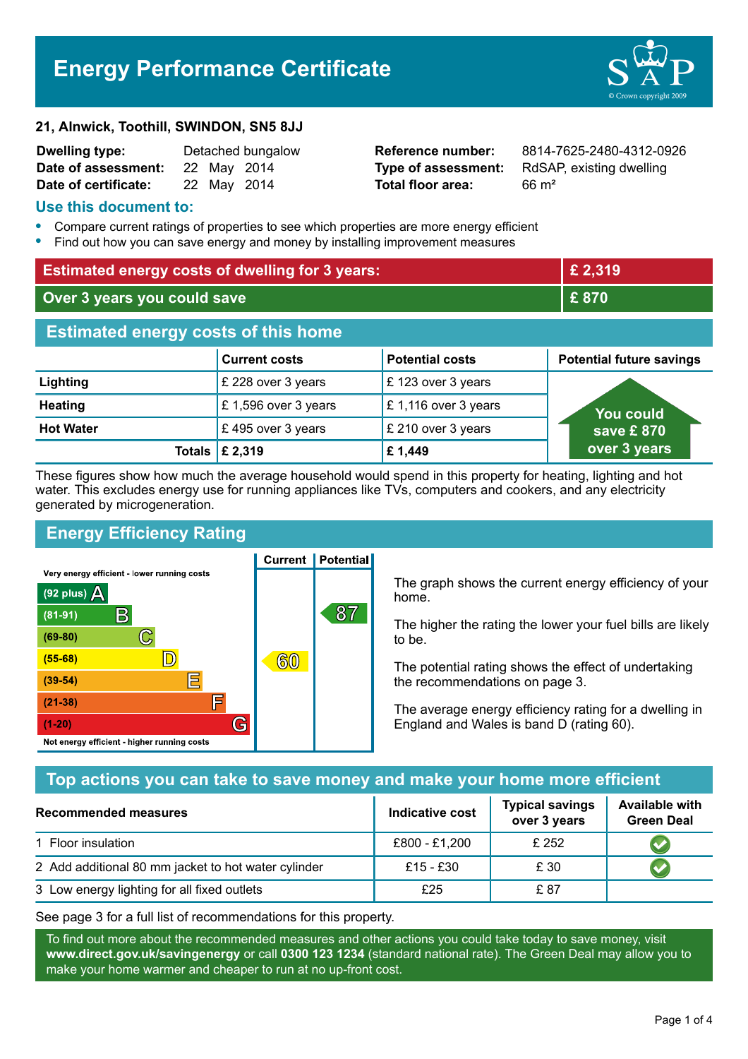# Energy Performance Certificate

**21, Alnwick, Toothill, SWINDON, SN5 8JJ**

| | | | |
|---|---|---|---|
| **Dwelling type:** | Detached bungalow | **Reference number:** | 8814-7625-2480-4312-0926 |
| **Date of assessment:** | 22 May 2014 | **Type of assessment:** | RdSAP, existing dwelling |
| **Date of certificate:** | 22 May 2014 | **Total floor area:** | 66 m² |

## Use this document to:

- Compare current ratings of properties to see which properties are more energy efficient
- Find out how you can save energy and money by installing improvement measures

| | |
|---|---|
| **Estimated energy costs of dwelling for 3 years:** | **£ 2,319** |
| **Over 3 years you could save** | **£ 870** |

## Estimated energy costs of this home

| | Current costs | Potential costs | Potential future savings |
|---|---|---|---|
| **Lighting** | £ 228 over 3 years | £ 123 over 3 years | You could save £ 870 over 3 years |
| **Heating** | £ 1,596 over 3 years | £ 1,116 over 3 years | |
| **Hot Water** | £ 495 over 3 years | £ 210 over 3 years | |
| **Totals** | **£ 2,319** | **£ 1,449** | |

These figures show how much the average household would spend in this property for heating, lighting and hot water. This excludes energy use for running appliances like TVs, computers and cookers, and any electricity generated by microgeneration.

## Energy Efficiency Rating

| Rating band | Current | Potential |
|---|---|---|
| Very energy efficient - lower running costs | | |
| (92 plus) A | | |
| (81-91) B | | 87 |
| (69-80) C | | |
| (55-68) D | 60 | |
| (39-54) E | | |
| (21-38) F | | |
| (1-20) G | | |
| Not energy efficient - higher running costs | | |

The graph shows the current energy efficiency of your home.

The higher the rating the lower your fuel bills are likely to be.

The potential rating shows the effect of undertaking the recommendations on page 3.

The average energy efficiency rating for a dwelling in England and Wales is band D (rating 60).

## Top actions you can take to save money and make your home more efficient

| Recommended measures | Indicative cost | Typical savings over 3 years | Available with Green Deal |
|---|---|---|---|
| 1 Floor insulation | £800 - £1,200 | £ 252 | ✔ |
| 2 Add additional 80 mm jacket to hot water cylinder | £15 - £30 | £ 30 | ✔ |
| 3 Low energy lighting for all fixed outlets | £25 | £ 87 | |

See page 3 for a full list of recommendations for this property.

To find out more about the recommended measures and other actions you could take today to save money, visit **www.direct.gov.uk/savingenergy** or call **0300 123 1234** (standard national rate). The Green Deal may allow you to make your home warmer and cheaper to run at no up-front cost.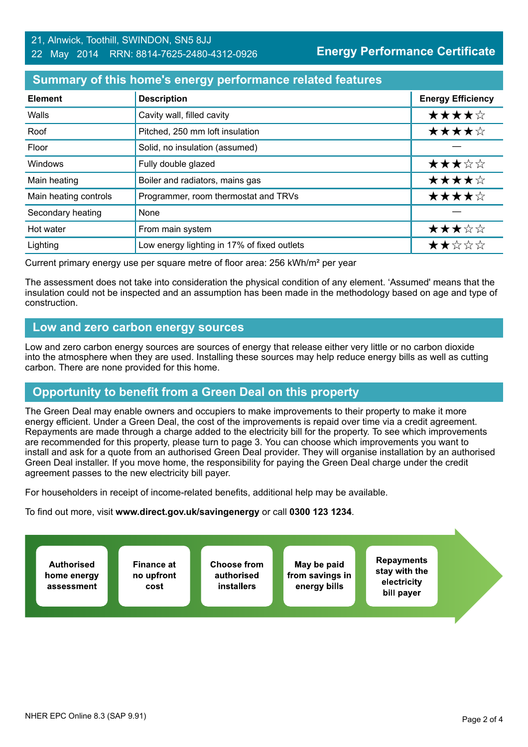21, Alnwick, Toothill, SWINDON, SN5 8JJ
22 May 2014 RRN: 8814-7625-2480-4312-0926

**Energy Performance Certificate**

## Summary of this home's energy performance related features

| Element | Description | Energy Efficiency |
|---|---|---|
| Walls | Cavity wall, filled cavity | ★★★★☆ |
| Roof | Pitched, 250 mm loft insulation | ★★★★☆ |
| Floor | Solid, no insulation (assumed) | — |
| Windows | Fully double glazed | ★★★☆☆ |
| Main heating | Boiler and radiators, mains gas | ★★★★☆ |
| Main heating controls | Programmer, room thermostat and TRVs | ★★★★☆ |
| Secondary heating | None | — |
| Hot water | From main system | ★★★☆☆ |
| Lighting | Low energy lighting in 17% of fixed outlets | ★★☆☆☆ |

Current primary energy use per square metre of floor area: 256 kWh/m² per year

The assessment does not take into consideration the physical condition of any element. 'Assumed' means that the insulation could not be inspected and an assumption has been made in the methodology based on age and type of construction.

## Low and zero carbon energy sources

Low and zero carbon energy sources are sources of energy that release either very little or no carbon dioxide into the atmosphere when they are used. Installing these sources may help reduce energy bills as well as cutting carbon. There are none provided for this home.

## Opportunity to benefit from a Green Deal on this property

The Green Deal may enable owners and occupiers to make improvements to their property to make it more energy efficient. Under a Green Deal, the cost of the improvements is repaid over time via a credit agreement. Repayments are made through a charge added to the electricity bill for the property. To see which improvements are recommended for this property, please turn to page 3. You can choose which improvements you want to install and ask for a quote from an authorised Green Deal provider. They will organise installation by an authorised Green Deal installer. If you move home, the responsibility for paying the Green Deal charge under the credit agreement passes to the new electricity bill payer.

For householders in receipt of income-related benefits, additional help may be available.

To find out more, visit **www.direct.gov.uk/savingenergy** or call **0300 123 1234**.

**Authorised home energy assessment** → **Finance at no upfront cost** → **Choose from authorised installers** → **May be paid from savings in energy bills** → **Repayments stay with the electricity bill payer**

NHER EPC Online 8.3 (SAP 9.91)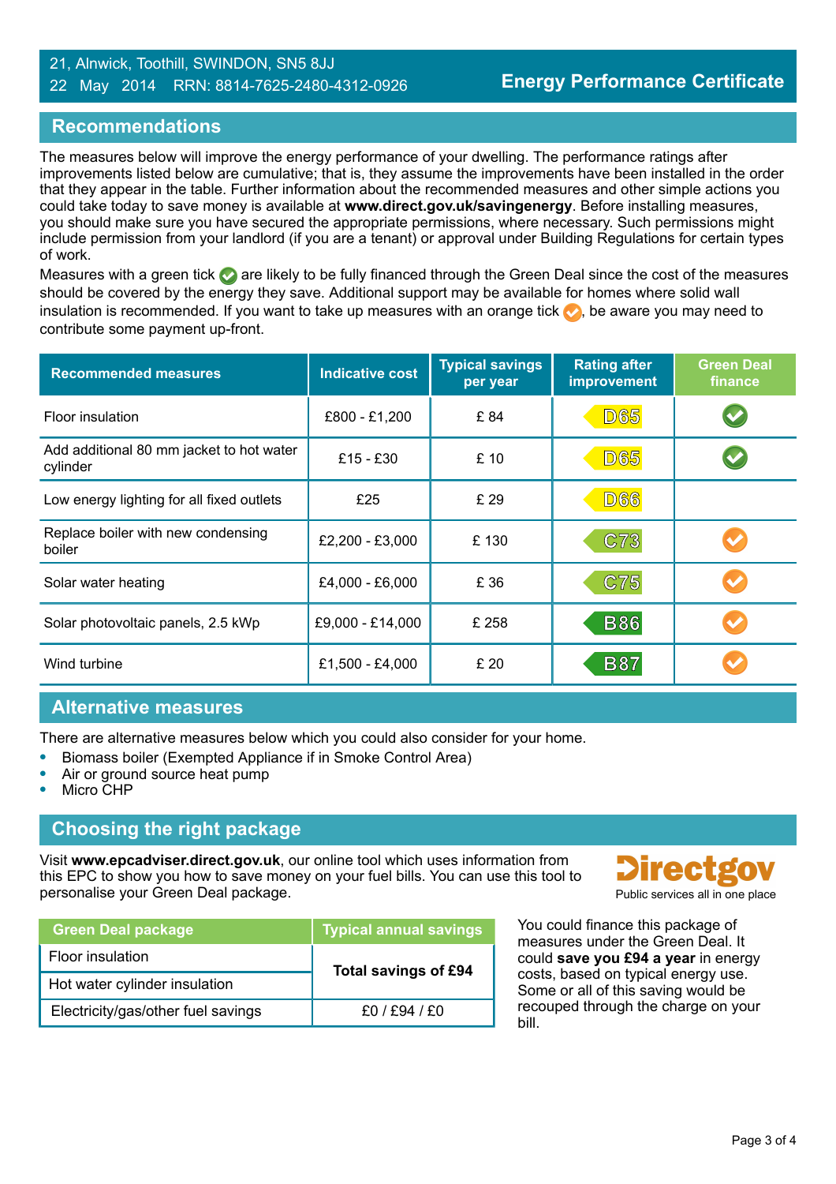21, Alnwick, Toothill, SWINDON, SN5 8JJ
22 May 2014 RRN: 8814-7625-2480-4312-0926

**Energy Performance Certificate**

## Recommendations

The measures below will improve the energy performance of your dwelling. The performance ratings after improvements listed below are cumulative; that is, they assume the improvements have been installed in the order that they appear in the table. Further information about the recommended measures and other simple actions you could take today to save money is available at **www.direct.gov.uk/savingenergy**. Before installing measures, you should make sure you have secured the appropriate permissions, where necessary. Such permissions might include permission from your landlord (if you are a tenant) or approval under Building Regulations for certain types of work.

Measures with a green tick ✔ are likely to be fully financed through the Green Deal since the cost of the measures should be covered by the energy they save. Additional support may be available for homes where solid wall insulation is recommended. If you want to take up measures with an orange tick ✔, be aware you may need to contribute some payment up-front.

| Recommended measures | Indicative cost | Typical savings per year | Rating after improvement | Green Deal finance |
|---|---|---|---|---|
| Floor insulation | £800 - £1,200 | £ 84 | D65 | ✔ (green) |
| Add additional 80 mm jacket to hot water cylinder | £15 - £30 | £ 10 | D65 | ✔ (green) |
| Low energy lighting for all fixed outlets | £25 | £ 29 | D66 | |
| Replace boiler with new condensing boiler | £2,200 - £3,000 | £ 130 | C73 | ✔ (orange) |
| Solar water heating | £4,000 - £6,000 | £ 36 | C75 | ✔ (orange) |
| Solar photovoltaic panels, 2.5 kWp | £9,000 - £14,000 | £ 258 | B86 | ✔ (orange) |
| Wind turbine | £1,500 - £4,000 | £ 20 | B87 | ✔ (orange) |

## Alternative measures

There are alternative measures below which you could also consider for your home.

- Biomass boiler (Exempted Appliance if in Smoke Control Area)
- Air or ground source heat pump
- Micro CHP

## Choosing the right package

Visit **www.epcadviser.direct.gov.uk**, our online tool which uses information from this EPC to show you how to save money on your fuel bills. You can use this tool to personalise your Green Deal package.

Directgov
Public services all in one place

| Green Deal package | Typical annual savings |
|---|---|
| Floor insulation | **Total savings of £94** |
| Hot water cylinder insulation | |
| Electricity/gas/other fuel savings | £0 / £94 / £0 |

You could finance this package of measures under the Green Deal. It could **save you £94 a year** in energy costs, based on typical energy use. Some or all of this saving would be recouped through the charge on your bill.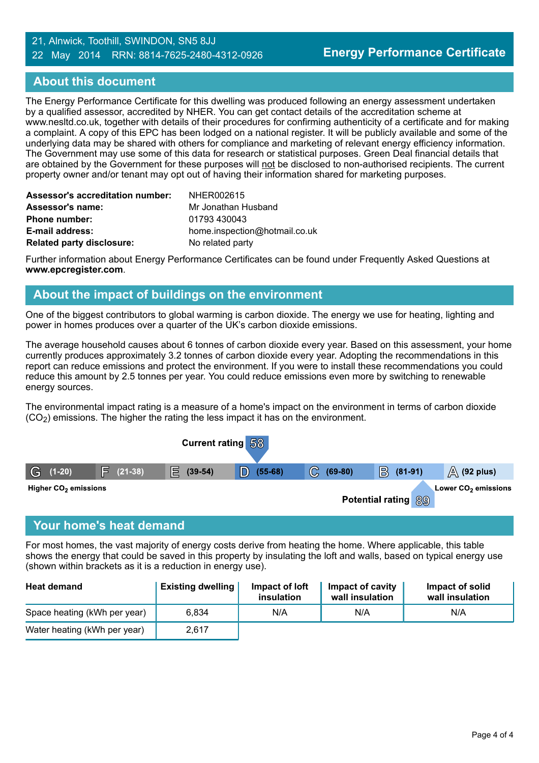21, Alnwick, Toothill, SWINDON, SN5 8JJ
22 May 2014 RRN: 8814-7625-2480-4312-0926

**Energy Performance Certificate**

## About this document

The Energy Performance Certificate for this dwelling was produced following an energy assessment undertaken by a qualified assessor, accredited by NHER. You can get contact details of the accreditation scheme at www.nesltd.co.uk, together with details of their procedures for confirming authenticity of a certificate and for making a complaint. A copy of this EPC has been lodged on a national register. It will be publicly available and some of the underlying data may be shared with others for compliance and marketing of relevant energy efficiency information. The Government may use some of this data for research or statistical purposes. Green Deal financial details that are obtained by the Government for these purposes will not be disclosed to non-authorised recipients. The current property owner and/or tenant may opt out of having their information shared for marketing purposes.

| | |
|---|---|
| **Assessor's accreditation number:** | NHER002615 |
| **Assessor's name:** | Mr Jonathan Husband |
| **Phone number:** | 01793 430043 |
| **E-mail address:** | home.inspection@hotmail.co.uk |
| **Related party disclosure:** | No related party |

Further information about Energy Performance Certificates can be found under Frequently Asked Questions at **www.epcregister.com**.

## About the impact of buildings on the environment

One of the biggest contributors to global warming is carbon dioxide. The energy we use for heating, lighting and power in homes produces over a quarter of the UK's carbon dioxide emissions.

The average household causes about 6 tonnes of carbon dioxide every year. Based on this assessment, your home currently produces approximately 3.2 tonnes of carbon dioxide every year. Adopting the recommendations in this report can reduce emissions and protect the environment. If you were to install these recommendations you could reduce this amount by 2.5 tonnes per year. You could reduce emissions even more by switching to renewable energy sources.

The environmental impact rating is a measure of a home's impact on the environment in terms of carbon dioxide ($CO_2$) emissions. The higher the rating the less impact it has on the environment.

Current rating 58

G (1-20) F (21-38) E (39-54) D (55-68) C (69-80) B (81-91) A (92 plus)

Higher $CO_2$ emissions

Lower $CO_2$ emissions

Potential rating 89

## Your home's heat demand

For most homes, the vast majority of energy costs derive from heating the home. Where applicable, this table shows the energy that could be saved in this property by insulating the loft and walls, based on typical energy use (shown within brackets as it is a reduction in energy use).

| Heat demand | Existing dwelling | Impact of loft insulation | Impact of cavity wall insulation | Impact of solid wall insulation |
|---|---|---|---|---|
| Space heating (kWh per year) | 6,834 | N/A | N/A | N/A |
| Water heating (kWh per year) | 2,617 | | | |